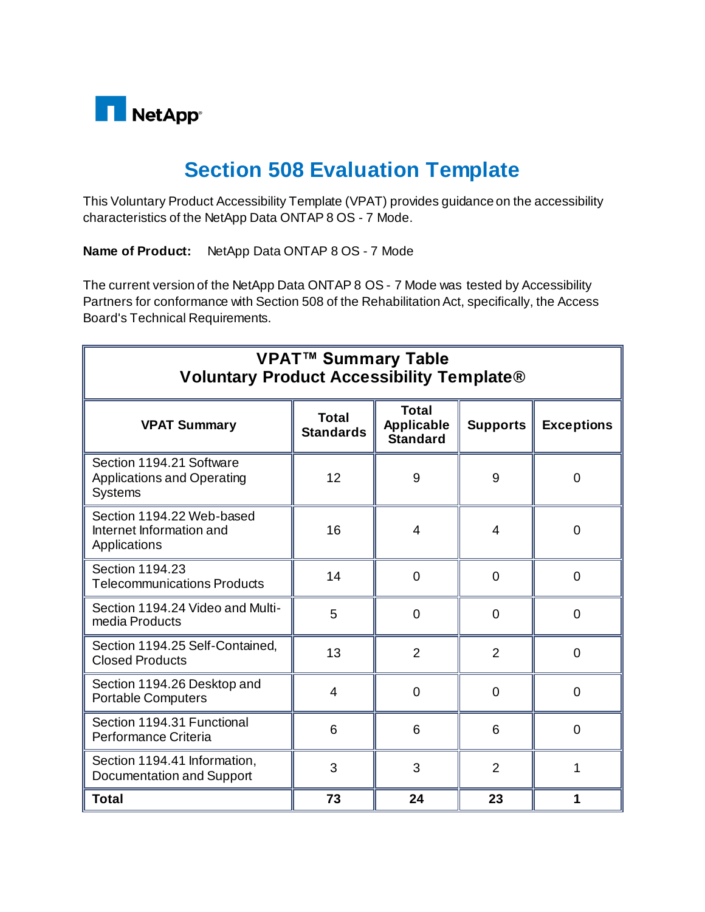NetApp

# Section 508 Evaluation Template

This Voluntary Product Accessibility Template (VPAT) provides guidance on the accessibility characteristics of the NetApp Data ONTAP 8 OS - 7 Mode.

**Name of Product:** NetApp Data ONTAP 8 OS - 7 Mode

The current version of the NetApp Data ONTAP 8 OS - 7 Mode was tested by Accessibility Partners for conformance with Section 508 of the Rehabilitation Act, specifically, the Access Board's Technical Requirements.

**VPAT™ Summary Table**
**Voluntary Product Accessibility Template®**

| VPAT Summary | Total Standards | Total Applicable Standard | Supports | Exceptions |
|---|---|---|---|---|
| Section 1194.21 Software Applications and Operating Systems | 12 | 9 | 9 | 0 |
| Section 1194.22 Web-based Internet Information and Applications | 16 | 4 | 4 | 0 |
| Section 1194.23 Telecommunications Products | 14 | 0 | 0 | 0 |
| Section 1194.24 Video and Multi-media Products | 5 | 0 | 0 | 0 |
| Section 1194.25 Self-Contained, Closed Products | 13 | 2 | 2 | 0 |
| Section 1194.26 Desktop and Portable Computers | 4 | 0 | 0 | 0 |
| Section 1194.31 Functional Performance Criteria | 6 | 6 | 6 | 0 |
| Section 1194.41 Information, Documentation and Support | 3 | 3 | 2 | 1 |
| **Total** | **73** | **24** | **23** | **1** |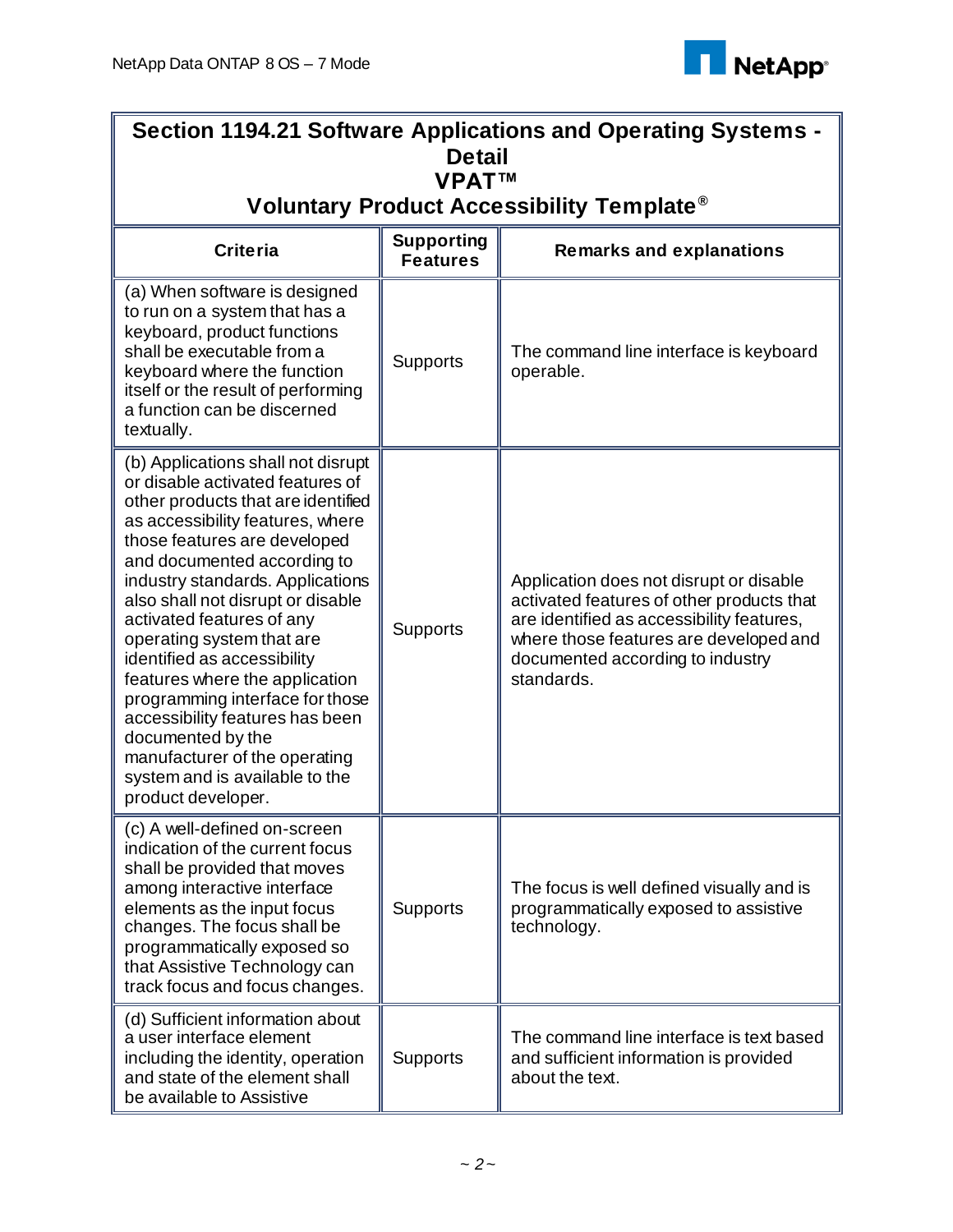| Section 1194.21 Software Applications and Operating Systems - Detail VPAT™ Voluntary Product Accessibility Template® | | |
|---|---|---|
| **Criteria** | **Supporting Features** | **Remarks and explanations** |
| (a) When software is designed to run on a system that has a keyboard, product functions shall be executable from a keyboard where the function itself or the result of performing a function can be discerned textually. | Supports | The command line interface is keyboard operable. |
| (b) Applications shall not disrupt or disable activated features of other products that are identified as accessibility features, where those features are developed and documented according to industry standards. Applications also shall not disrupt or disable activated features of any operating system that are identified as accessibility features where the application programming interface for those accessibility features has been documented by the manufacturer of the operating system and is available to the product developer. | Supports | Application does not disrupt or disable activated features of other products that are identified as accessibility features, where those features are developed and documented according to industry standards. |
| (c) A well-defined on-screen indication of the current focus shall be provided that moves among interactive interface elements as the input focus changes. The focus shall be programmatically exposed so that Assistive Technology can track focus and focus changes. | Supports | The focus is well defined visually and is programmatically exposed to assistive technology. |
| (d) Sufficient information about a user interface element including the identity, operation and state of the element shall be available to Assistive | Supports | The command line interface is text based and sufficient information is provided about the text. |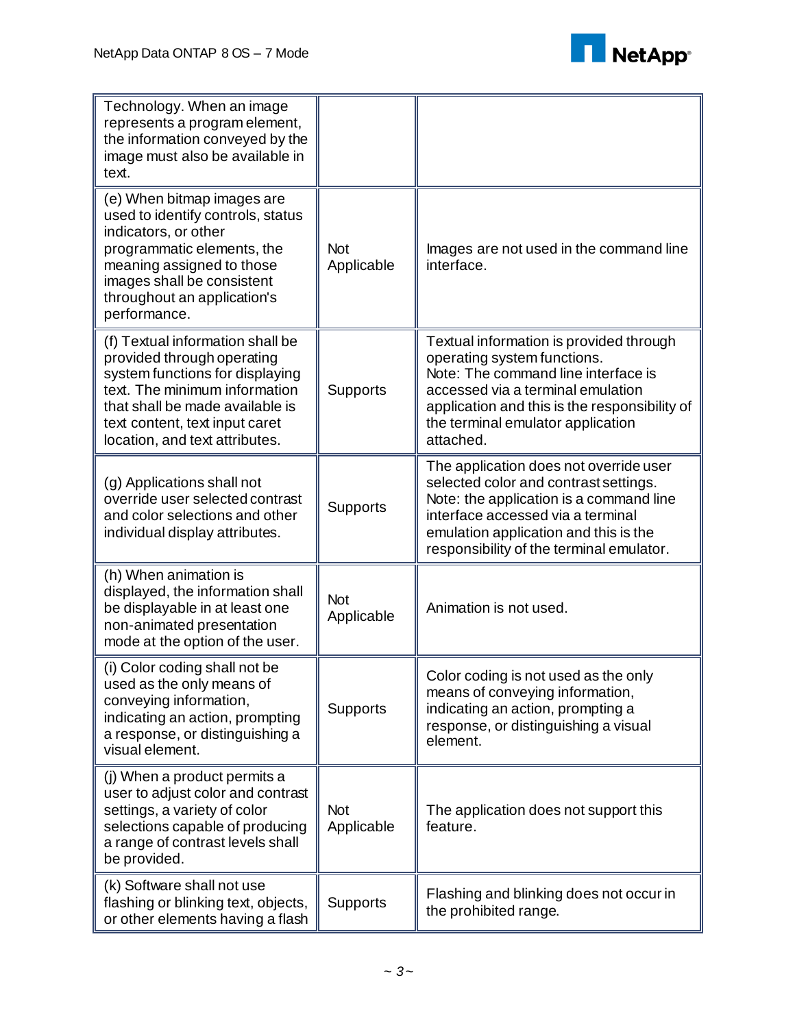| | | |
|---|---|---|
| Technology. When an image represents a program element, the information conveyed by the image must also be available in text. | | |
| (e) When bitmap images are used to identify controls, status indicators, or other programmatic elements, the meaning assigned to those images shall be consistent throughout an application's performance. | Not Applicable | Images are not used in the command line interface. |
| (f) Textual information shall be provided through operating system functions for displaying text. The minimum information that shall be made available is text content, text input caret location, and text attributes. | Supports | Textual information is provided through operating system functions.<br>Note: The command line interface is accessed via a terminal emulation application and this is the responsibility of the terminal emulator application attached. |
| (g) Applications shall not override user selected contrast and color selections and other individual display attributes. | Supports | The application does not override user selected color and contrast settings.<br>Note: the application is a command line interface accessed via a terminal emulation application and this is the responsibility of the terminal emulator. |
| (h) When animation is displayed, the information shall be displayable in at least one non-animated presentation mode at the option of the user. | Not Applicable | Animation is not used. |
| (i) Color coding shall not be used as the only means of conveying information, indicating an action, prompting a response, or distinguishing a visual element. | Supports | Color coding is not used as the only means of conveying information, indicating an action, prompting a response, or distinguishing a visual element. |
| (j) When a product permits a user to adjust color and contrast settings, a variety of color selections capable of producing a range of contrast levels shall be provided. | Not Applicable | The application does not support this feature. |
| (k) Software shall not use flashing or blinking text, objects, or other elements having a flash | Supports | Flashing and blinking does not occur in the prohibited range. |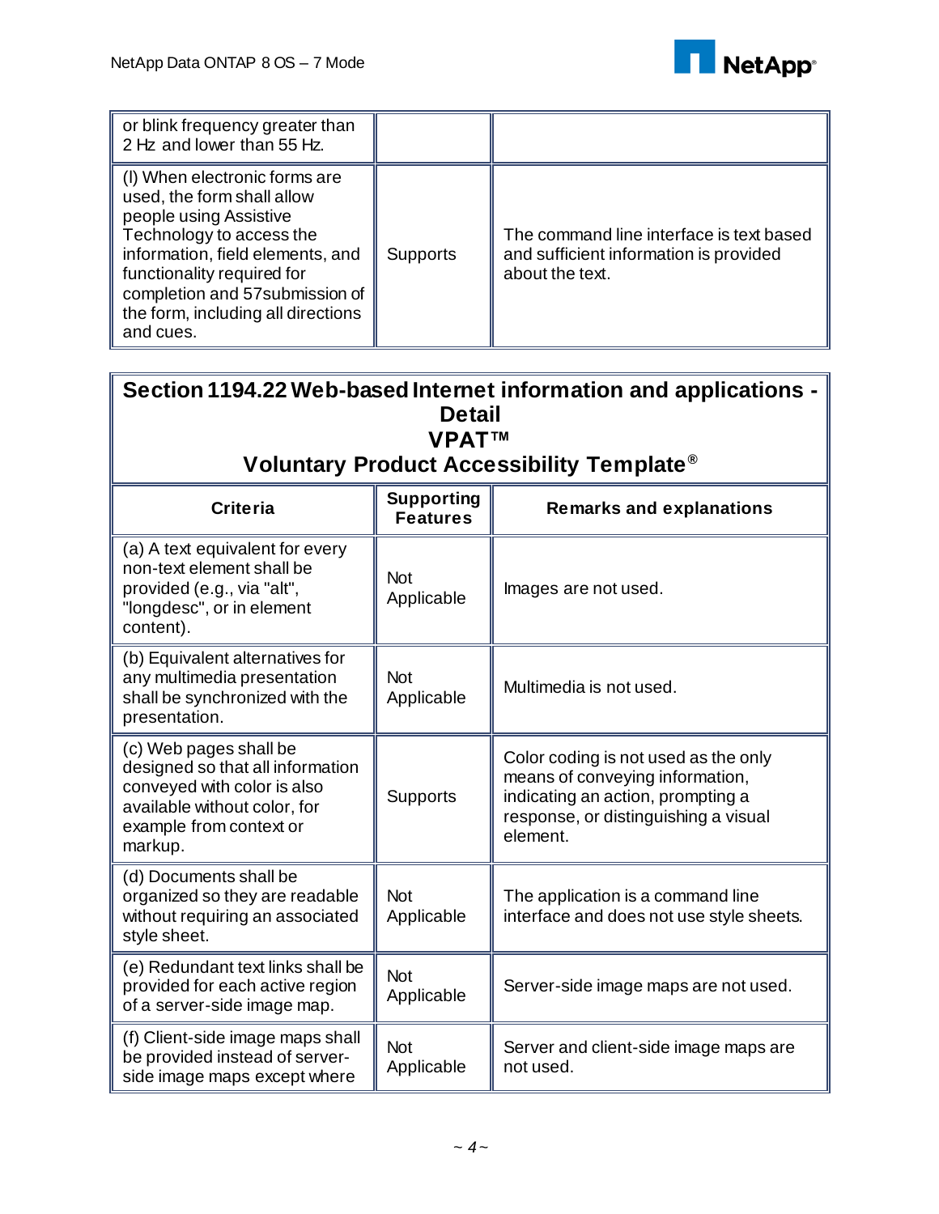| | | |
|---|---|---|
| or blink frequency greater than 2 Hz and lower than 55 Hz. | | |
| (l) When electronic forms are used, the form shall allow people using Assistive Technology to access the information, field elements, and functionality required for completion and 57submission of the form, including all directions and cues. | Supports | The command line interface is text based and sufficient information is provided about the text. |

**Section 1194.22 Web-based Internet information and applications - Detail**
**VPAT™**
**Voluntary Product Accessibility Template®**

| Criteria | Supporting Features | Remarks and explanations |
|---|---|---|
| (a) A text equivalent for every non-text element shall be provided (e.g., via "alt", "longdesc", or in element content). | Not Applicable | Images are not used. |
| (b) Equivalent alternatives for any multimedia presentation shall be synchronized with the presentation. | Not Applicable | Multimedia is not used. |
| (c) Web pages shall be designed so that all information conveyed with color is also available without color, for example from context or markup. | Supports | Color coding is not used as the only means of conveying information, indicating an action, prompting a response, or distinguishing a visual element. |
| (d) Documents shall be organized so they are readable without requiring an associated style sheet. | Not Applicable | The application is a command line interface and does not use style sheets. |
| (e) Redundant text links shall be provided for each active region of a server-side image map. | Not Applicable | Server-side image maps are not used. |
| (f) Client-side image maps shall be provided instead of server-side image maps except where | Not Applicable | Server and client-side image maps are not used. |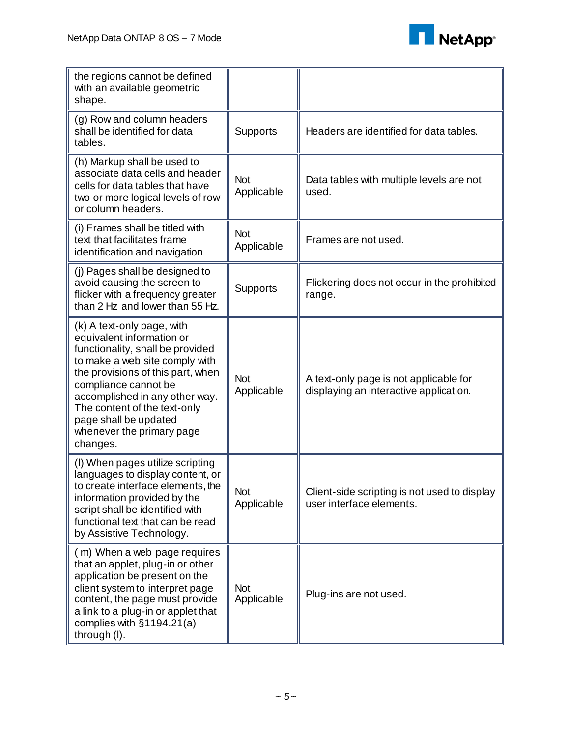| | | |
|---|---|---|
| the regions cannot be defined with an available geometric shape. | | |
| (g) Row and column headers shall be identified for data tables. | Supports | Headers are identified for data tables. |
| (h) Markup shall be used to associate data cells and header cells for data tables that have two or more logical levels of row or column headers. | Not Applicable | Data tables with multiple levels are not used. |
| (i) Frames shall be titled with text that facilitates frame identification and navigation | Not Applicable | Frames are not used. |
| (j) Pages shall be designed to avoid causing the screen to flicker with a frequency greater than 2 Hz and lower than 55 Hz. | Supports | Flickering does not occur in the prohibited range. |
| (k) A text-only page, with equivalent information or functionality, shall be provided to make a web site comply with the provisions of this part, when compliance cannot be accomplished in any other way. The content of the text-only page shall be updated whenever the primary page changes. | Not Applicable | A text-only page is not applicable for displaying an interactive application. |
| (l) When pages utilize scripting languages to display content, or to create interface elements, the information provided by the script shall be identified with functional text that can be read by Assistive Technology. | Not Applicable | Client-side scripting is not used to display user interface elements. |
| ( m) When a web page requires that an applet, plug-in or other application be present on the client system to interpret page content, the page must provide a link to a plug-in or applet that complies with §1194.21(a) through (l). | Not Applicable | Plug-ins are not used. |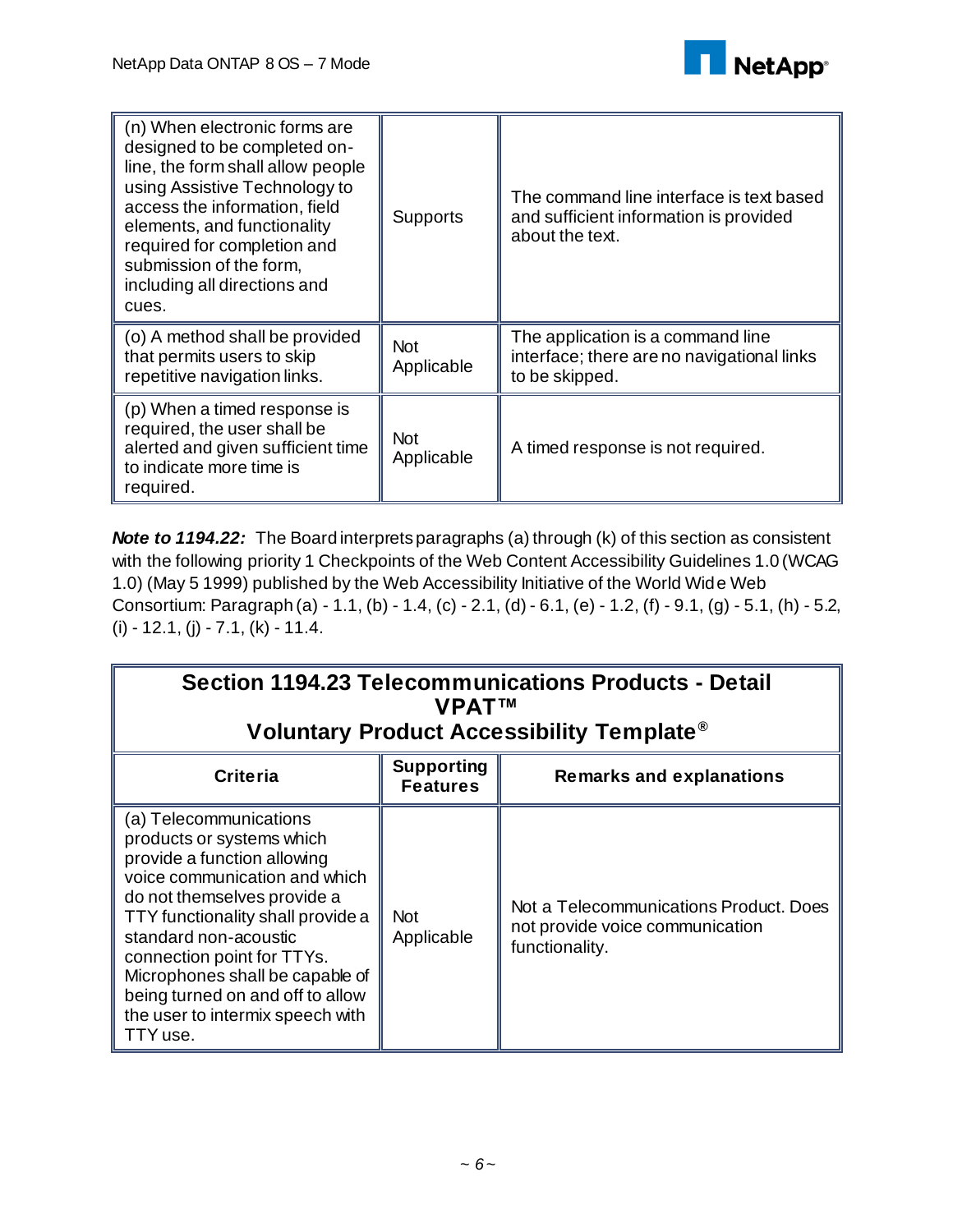| | | |
|---|---|---|
| (n) When electronic forms are designed to be completed on-line, the form shall allow people using Assistive Technology to access the information, field elements, and functionality required for completion and submission of the form, including all directions and cues. | Supports | The command line interface is text based and sufficient information is provided about the text. |
| (o) A method shall be provided that permits users to skip repetitive navigation links. | Not Applicable | The application is a command line interface; there are no navigational links to be skipped. |
| (p) When a timed response is required, the user shall be alerted and given sufficient time to indicate more time is required. | Not Applicable | A timed response is not required. |

***Note to 1194.22:*** The Board interprets paragraphs (a) through (k) of this section as consistent with the following priority 1 Checkpoints of the Web Content Accessibility Guidelines 1.0 (WCAG 1.0) (May 5 1999) published by the Web Accessibility Initiative of the World Wide Web Consortium: Paragraph (a) - 1.1, (b) - 1.4, (c) - 2.1, (d) - 6.1, (e) - 1.2, (f) - 9.1, (g) - 5.1, (h) - 5.2, (i) - 12.1, (j) - 7.1, (k) - 11.4.

## Section 1194.23 Telecommunications Products - Detail VPAT™ Voluntary Product Accessibility Template®

| Criteria | Supporting Features | Remarks and explanations |
|---|---|---|
| (a) Telecommunications products or systems which provide a function allowing voice communication and which do not themselves provide a TTY functionality shall provide a standard non-acoustic connection point for TTYs. Microphones shall be capable of being turned on and off to allow the user to intermix speech with TTY use. | Not Applicable | Not a Telecommunications Product. Does not provide voice communication functionality. |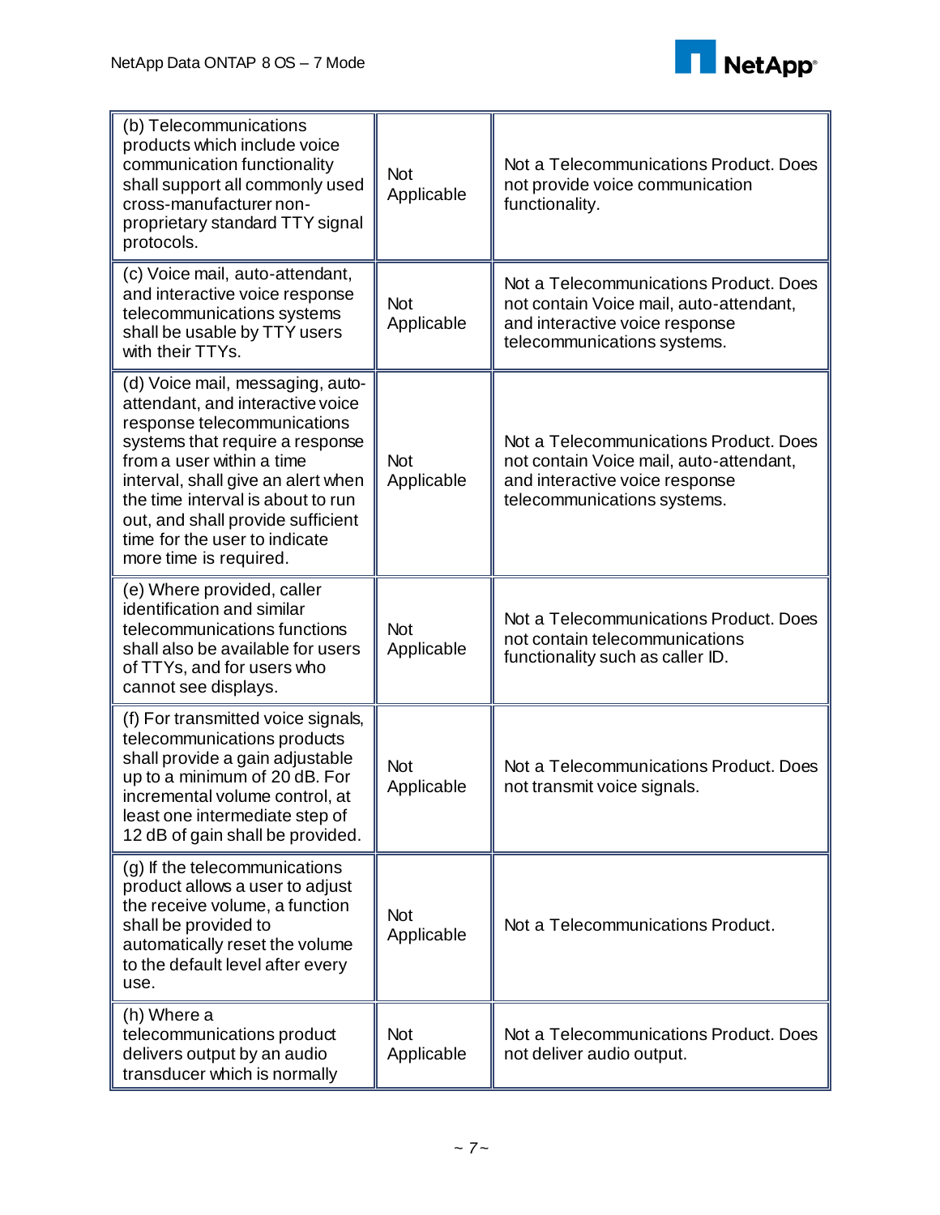| | | |
|---|---|---|
| (b) Telecommunications products which include voice communication functionality shall support all commonly used cross-manufacturer non-proprietary standard TTY signal protocols. | Not Applicable | Not a Telecommunications Product. Does not provide voice communication functionality. |
| (c) Voice mail, auto-attendant, and interactive voice response telecommunications systems shall be usable by TTY users with their TTYs. | Not Applicable | Not a Telecommunications Product. Does not contain Voice mail, auto-attendant, and interactive voice response telecommunications systems. |
| (d) Voice mail, messaging, auto-attendant, and interactive voice response telecommunications systems that require a response from a user within a time interval, shall give an alert when the time interval is about to run out, and shall provide sufficient time for the user to indicate more time is required. | Not Applicable | Not a Telecommunications Product. Does not contain Voice mail, auto-attendant, and interactive voice response telecommunications systems. |
| (e) Where provided, caller identification and similar telecommunications functions shall also be available for users of TTYs, and for users who cannot see displays. | Not Applicable | Not a Telecommunications Product. Does not contain telecommunications functionality such as caller ID. |
| (f) For transmitted voice signals, telecommunications products shall provide a gain adjustable up to a minimum of 20 dB. For incremental volume control, at least one intermediate step of 12 dB of gain shall be provided. | Not Applicable | Not a Telecommunications Product. Does not transmit voice signals. |
| (g) If the telecommunications product allows a user to adjust the receive volume, a function shall be provided to automatically reset the volume to the default level after every use. | Not Applicable | Not a Telecommunications Product. |
| (h) Where a telecommunications product delivers output by an audio transducer which is normally | Not Applicable | Not a Telecommunications Product. Does not deliver audio output. |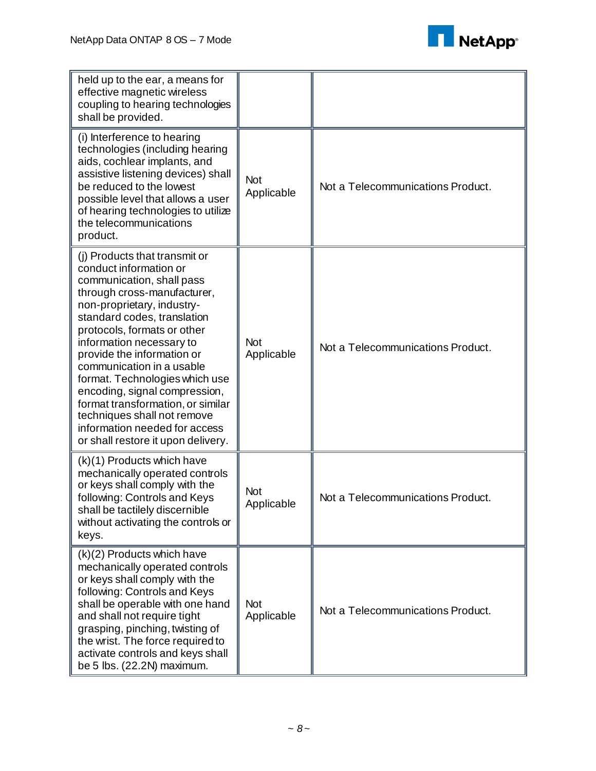| | | |
|---|---|---|
| held up to the ear, a means for effective magnetic wireless coupling to hearing technologies shall be provided. | | |
| (i) Interference to hearing technologies (including hearing aids, cochlear implants, and assistive listening devices) shall be reduced to the lowest possible level that allows a user of hearing technologies to utilize the telecommunications product. | Not Applicable | Not a Telecommunications Product. |
| (j) Products that transmit or conduct information or communication, shall pass through cross-manufacturer, non-proprietary, industry-standard codes, translation protocols, formats or other information necessary to provide the information or communication in a usable format. Technologies which use encoding, signal compression, format transformation, or similar techniques shall not remove information needed for access or shall restore it upon delivery. | Not Applicable | Not a Telecommunications Product. |
| (k)(1) Products which have mechanically operated controls or keys shall comply with the following: Controls and Keys shall be tactilely discernible without activating the controls or keys. | Not Applicable | Not a Telecommunications Product. |
| (k)(2) Products which have mechanically operated controls or keys shall comply with the following: Controls and Keys shall be operable with one hand and shall not require tight grasping, pinching, twisting of the wrist. The force required to activate controls and keys shall be 5 lbs. (22.2N) maximum. | Not Applicable | Not a Telecommunications Product. |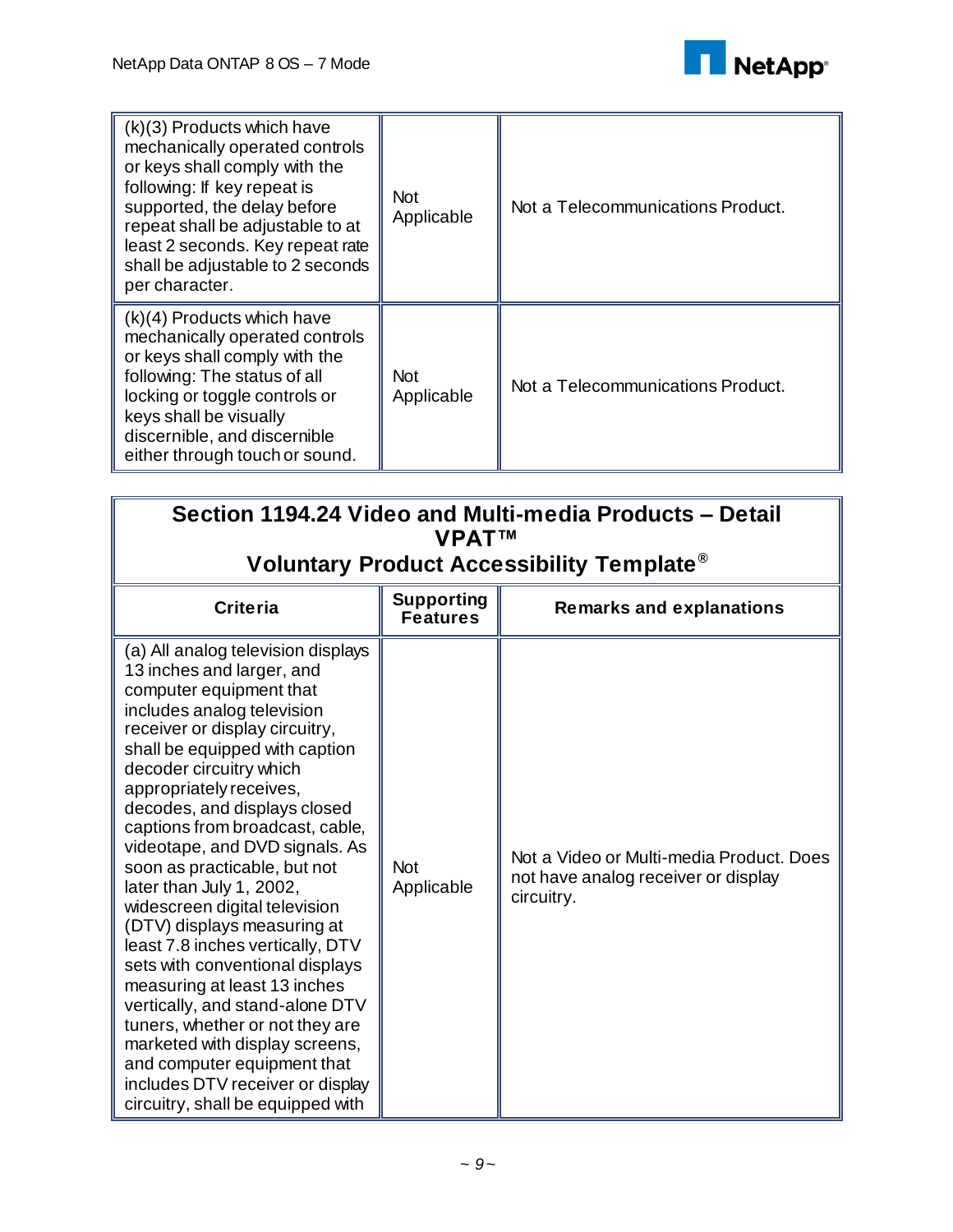| | | |
|---|---|---|
| (k)(3) Products which have mechanically operated controls or keys shall comply with the following: If key repeat is supported, the delay before repeat shall be adjustable to at least 2 seconds. Key repeat rate shall be adjustable to 2 seconds per character. | Not Applicable | Not a Telecommunications Product. |
| (k)(4) Products which have mechanically operated controls or keys shall comply with the following: The status of all locking or toggle controls or keys shall be visually discernible, and discernible either through touch or sound. | Not Applicable | Not a Telecommunications Product. |

## Section 1194.24 Video and Multi-media Products – Detail VPAT™ Voluntary Product Accessibility Template®

| Criteria | Supporting Features | Remarks and explanations |
|---|---|---|
| (a) All analog television displays 13 inches and larger, and computer equipment that includes analog television receiver or display circuitry, shall be equipped with caption decoder circuitry which appropriately receives, decodes, and displays closed captions from broadcast, cable, videotape, and DVD signals. As soon as practicable, but not later than July 1, 2002, widescreen digital television (DTV) displays measuring at least 7.8 inches vertically, DTV sets with conventional displays measuring at least 13 inches vertically, and stand-alone DTV tuners, whether or not they are marketed with display screens, and computer equipment that includes DTV receiver or display circuitry, shall be equipped with | Not Applicable | Not a Video or Multi-media Product. Does not have analog receiver or display circuitry. |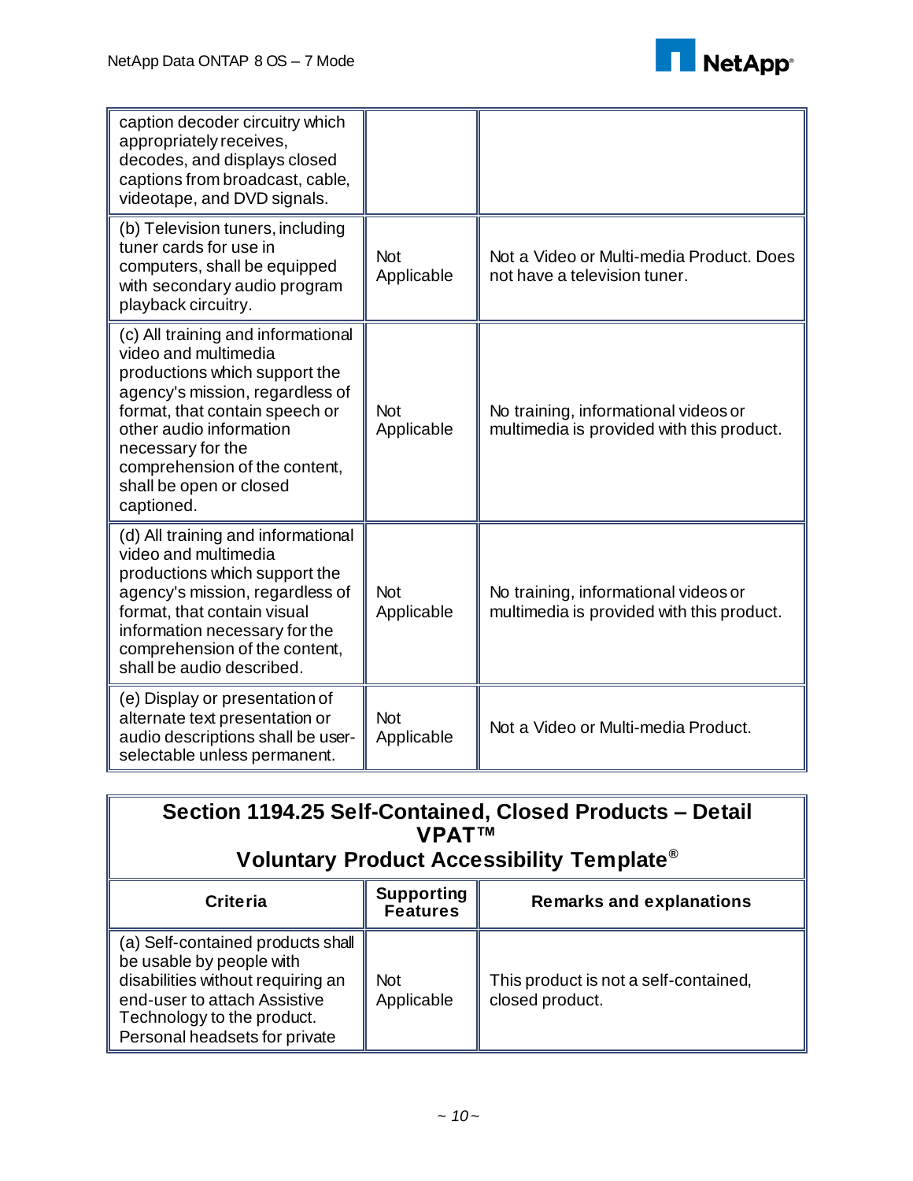| | | |
|---|---|---|
| caption decoder circuitry which appropriately receives, decodes, and displays closed captions from broadcast, cable, videotape, and DVD signals. | | |
| (b) Television tuners, including tuner cards for use in computers, shall be equipped with secondary audio program playback circuitry. | Not Applicable | Not a Video or Multi-media Product. Does not have a television tuner. |
| (c) All training and informational video and multimedia productions which support the agency's mission, regardless of format, that contain speech or other audio information necessary for the comprehension of the content, shall be open or closed captioned. | Not Applicable | No training, informational videos or multimedia is provided with this product. |
| (d) All training and informational video and multimedia productions which support the agency's mission, regardless of format, that contain visual information necessary for the comprehension of the content, shall be audio described. | Not Applicable | No training, informational videos or multimedia is provided with this product. |
| (e) Display or presentation of alternate text presentation or audio descriptions shall be user-selectable unless permanent. | Not Applicable | Not a Video or Multi-media Product. |

## Section 1194.25 Self-Contained, Closed Products – Detail VPAT™ Voluntary Product Accessibility Template®

| Criteria | Supporting Features | Remarks and explanations |
|---|---|---|
| (a) Self-contained products shall be usable by people with disabilities without requiring an end-user to attach Assistive Technology to the product. Personal headsets for private | Not Applicable | This product is not a self-contained, closed product. |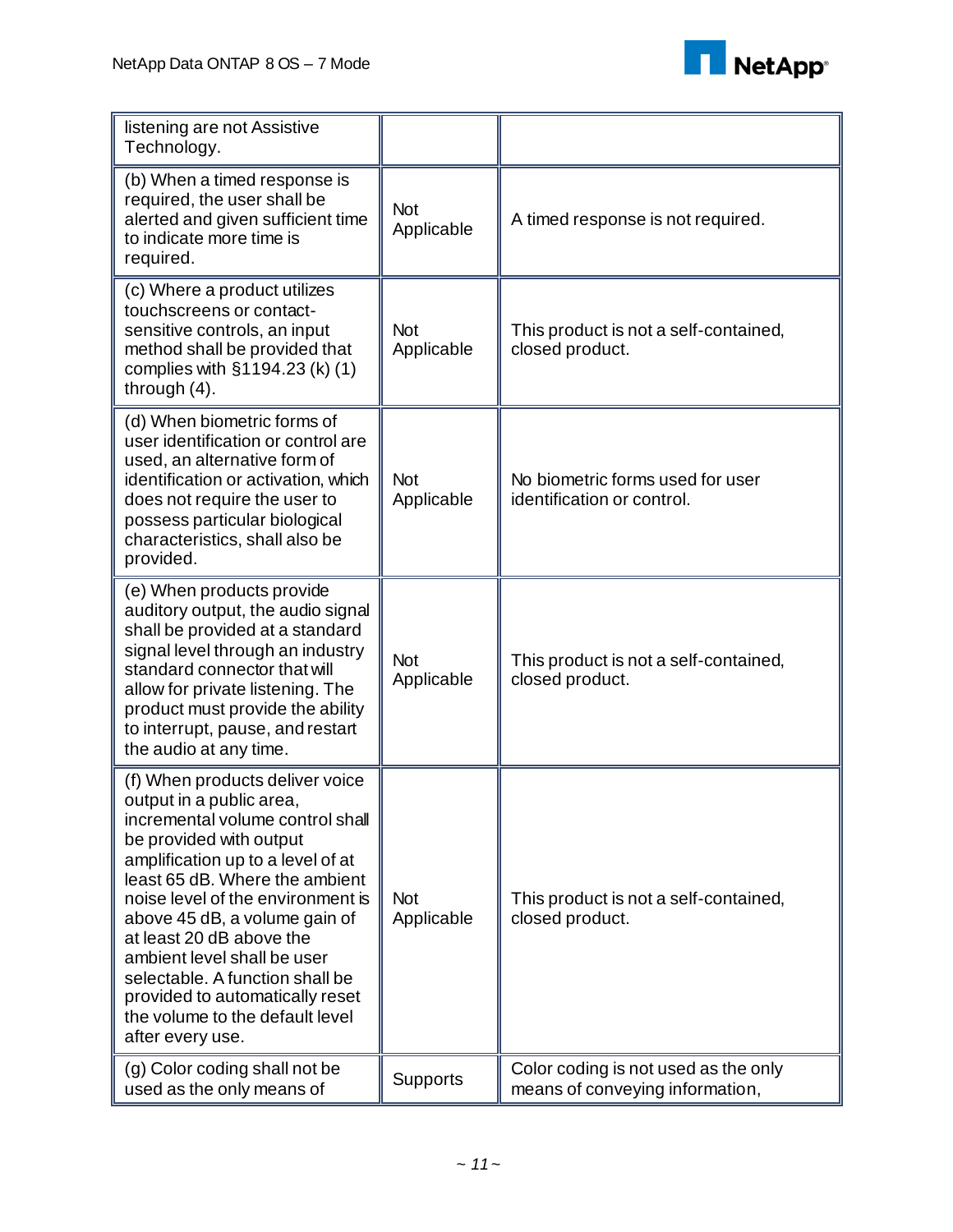| | | |
|---|---|---|
| listening are not Assistive Technology. | | |
| (b) When a timed response is required, the user shall be alerted and given sufficient time to indicate more time is required. | Not Applicable | A timed response is not required. |
| (c) Where a product utilizes touchscreens or contact-sensitive controls, an input method shall be provided that complies with §1194.23 (k) (1) through (4). | Not Applicable | This product is not a self-contained, closed product. |
| (d) When biometric forms of user identification or control are used, an alternative form of identification or activation, which does not require the user to possess particular biological characteristics, shall also be provided. | Not Applicable | No biometric forms used for user identification or control. |
| (e) When products provide auditory output, the audio signal shall be provided at a standard signal level through an industry standard connector that will allow for private listening. The product must provide the ability to interrupt, pause, and restart the audio at any time. | Not Applicable | This product is not a self-contained, closed product. |
| (f) When products deliver voice output in a public area, incremental volume control shall be provided with output amplification up to a level of at least 65 dB. Where the ambient noise level of the environment is above 45 dB, a volume gain of at least 20 dB above the ambient level shall be user selectable. A function shall be provided to automatically reset the volume to the default level after every use. | Not Applicable | This product is not a self-contained, closed product. |
| (g) Color coding shall not be used as the only means of | Supports | Color coding is not used as the only means of conveying information, |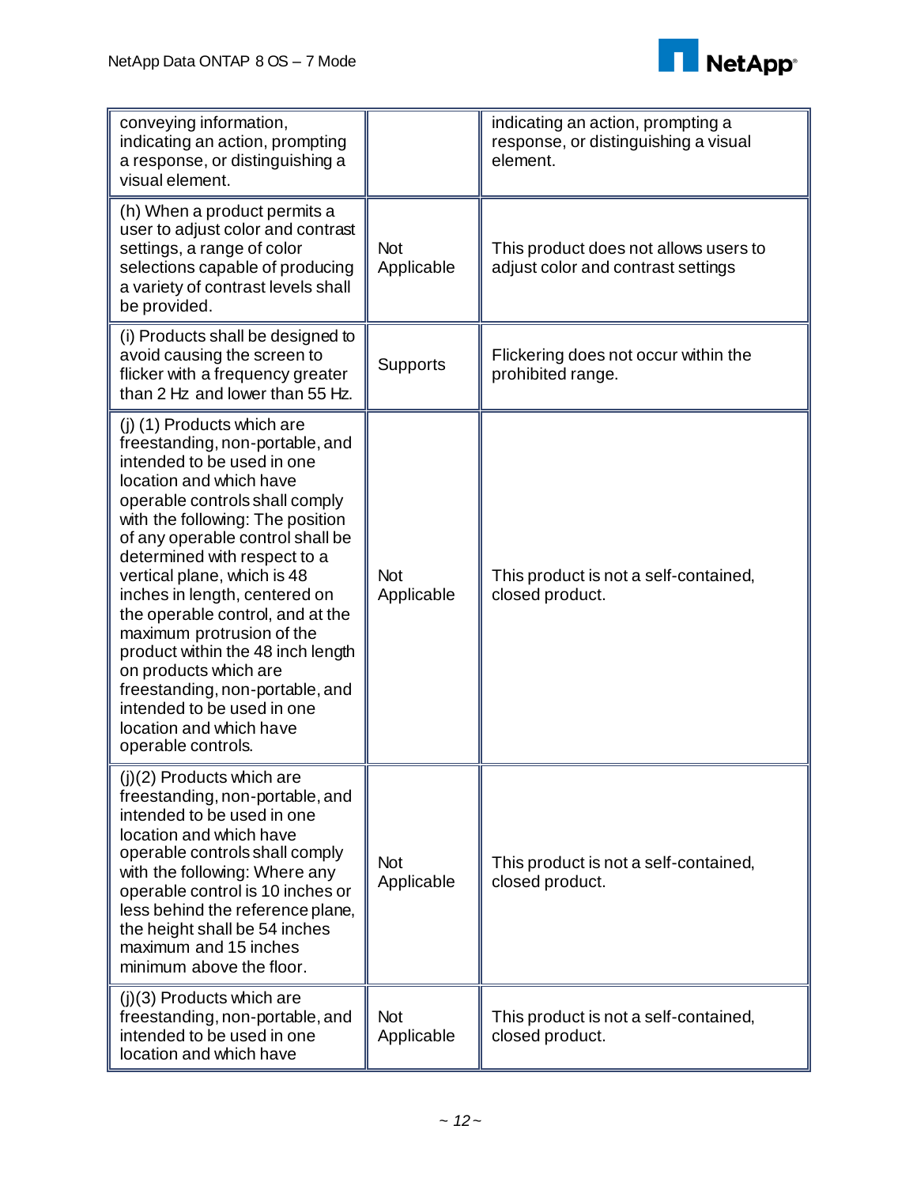| | | |
|---|---|---|
| conveying information, indicating an action, prompting a response, or distinguishing a visual element. | | indicating an action, prompting a response, or distinguishing a visual element. |
| (h) When a product permits a user to adjust color and contrast settings, a range of color selections capable of producing a variety of contrast levels shall be provided. | Not Applicable | This product does not allows users to adjust color and contrast settings |
| (i) Products shall be designed to avoid causing the screen to flicker with a frequency greater than 2 Hz and lower than 55 Hz. | Supports | Flickering does not occur within the prohibited range. |
| (j) (1) Products which are freestanding, non-portable, and intended to be used in one location and which have operable controls shall comply with the following: The position of any operable control shall be determined with respect to a vertical plane, which is 48 inches in length, centered on the operable control, and at the maximum protrusion of the product within the 48 inch length on products which are freestanding, non-portable, and intended to be used in one location and which have operable controls. | Not Applicable | This product is not a self-contained, closed product. |
| (j)(2) Products which are freestanding, non-portable, and intended to be used in one location and which have operable controls shall comply with the following: Where any operable control is 10 inches or less behind the reference plane, the height shall be 54 inches maximum and 15 inches minimum above the floor. | Not Applicable | This product is not a self-contained, closed product. |
| (j)(3) Products which are freestanding, non-portable, and intended to be used in one location and which have | Not Applicable | This product is not a self-contained, closed product. |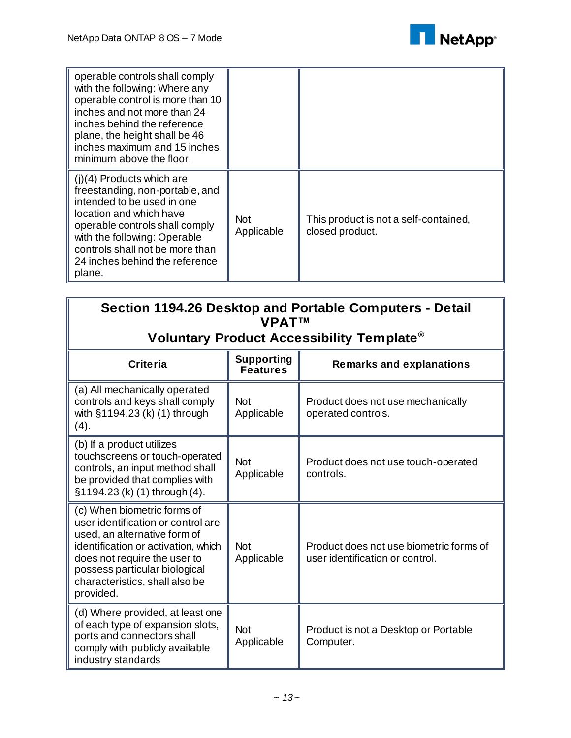| | | |
|---|---|---|
| operable controls shall comply with the following: Where any operable control is more than 10 inches and not more than 24 inches behind the reference plane, the height shall be 46 inches maximum and 15 inches minimum above the floor. | | |
| (j)(4) Products which are freestanding, non-portable, and intended to be used in one location and which have operable controls shall comply with the following: Operable controls shall not be more than 24 inches behind the reference plane. | Not Applicable | This product is not a self-contained, closed product. |

## Section 1194.26 Desktop and Portable Computers - Detail VPAT™ Voluntary Product Accessibility Template®

| Criteria | Supporting Features | Remarks and explanations |
|---|---|---|
| (a) All mechanically operated controls and keys shall comply with §1194.23 (k) (1) through (4). | Not Applicable | Product does not use mechanically operated controls. |
| (b) If a product utilizes touchscreens or touch-operated controls, an input method shall be provided that complies with §1194.23 (k) (1) through (4). | Not Applicable | Product does not use touch-operated controls. |
| (c) When biometric forms of user identification or control are used, an alternative form of identification or activation, which does not require the user to possess particular biological characteristics, shall also be provided. | Not Applicable | Product does not use biometric forms of user identification or control. |
| (d) Where provided, at least one of each type of expansion slots, ports and connectors shall comply with publicly available industry standards | Not Applicable | Product is not a Desktop or Portable Computer. |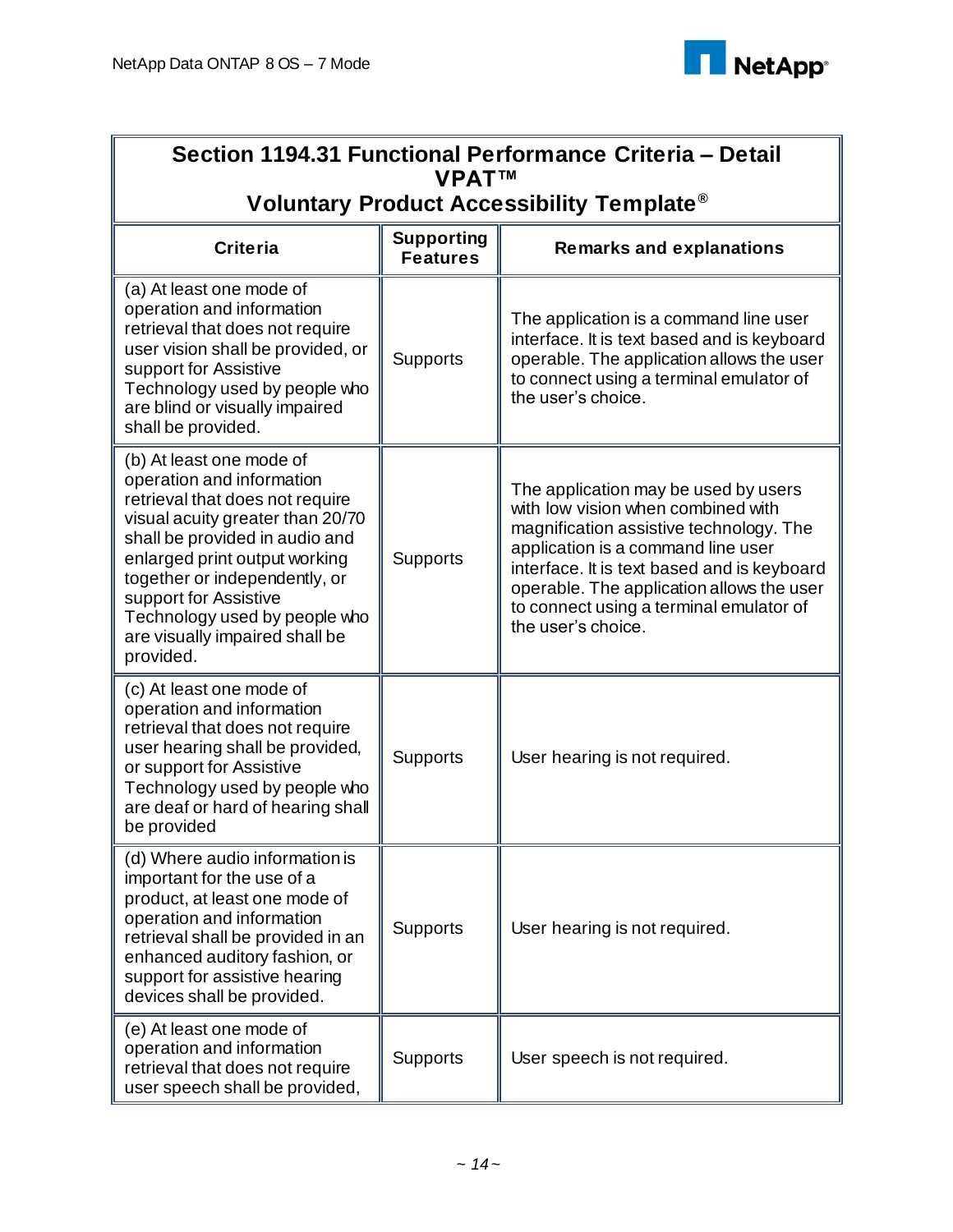| Section 1194.31 Functional Performance Criteria – Detail VPAT™ Voluntary Product Accessibility Template® | | |
|---|---|---|
| **Criteria** | **Supporting Features** | **Remarks and explanations** |
| (a) At least one mode of operation and information retrieval that does not require user vision shall be provided, or support for Assistive Technology used by people who are blind or visually impaired shall be provided. | Supports | The application is a command line user interface. It is text based and is keyboard operable. The application allows the user to connect using a terminal emulator of the user's choice. |
| (b) At least one mode of operation and information retrieval that does not require visual acuity greater than 20/70 shall be provided in audio and enlarged print output working together or independently, or support for Assistive Technology used by people who are visually impaired shall be provided. | Supports | The application may be used by users with low vision when combined with magnification assistive technology. The application is a command line user interface. It is text based and is keyboard operable. The application allows the user to connect using a terminal emulator of the user's choice. |
| (c) At least one mode of operation and information retrieval that does not require user hearing shall be provided, or support for Assistive Technology used by people who are deaf or hard of hearing shall be provided | Supports | User hearing is not required. |
| (d) Where audio information is important for the use of a product, at least one mode of operation and information retrieval shall be provided in an enhanced auditory fashion, or support for assistive hearing devices shall be provided. | Supports | User hearing is not required. |
| (e) At least one mode of operation and information retrieval that does not require user speech shall be provided, | Supports | User speech is not required. |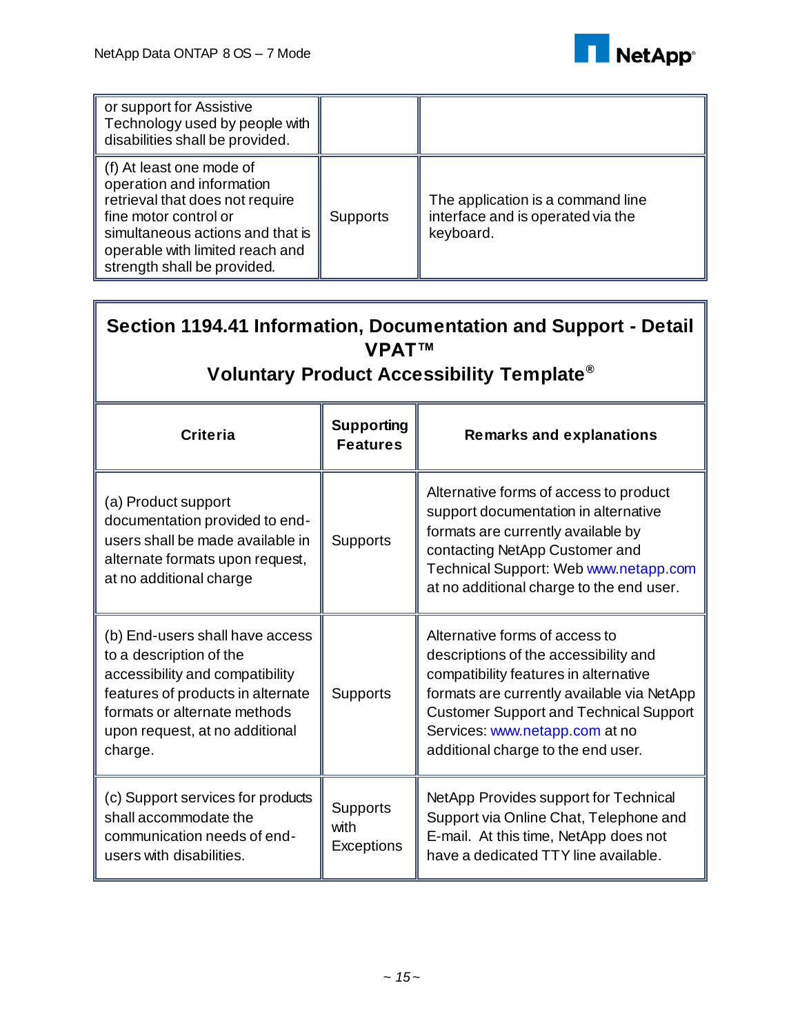| | | |
|---|---|---|
| or support for Assistive Technology used by people with disabilities shall be provided. | | |
| (f) At least one mode of operation and information retrieval that does not require fine motor control or simultaneous actions and that is operable with limited reach and strength shall be provided. | Supports | The application is a command line interface and is operated via the keyboard. |

## Section 1194.41 Information, Documentation and Support - Detail VPAT™ Voluntary Product Accessibility Template®

| Criteria | Supporting Features | Remarks and explanations |
|---|---|---|
| (a) Product support documentation provided to end-users shall be made available in alternate formats upon request, at no additional charge | Supports | Alternative forms of access to product support documentation in alternative formats are currently available by contacting NetApp Customer and Technical Support: Web www.netapp.com at no additional charge to the end user. |
| (b) End-users shall have access to a description of the accessibility and compatibility features of products in alternate formats or alternate methods upon request, at no additional charge. | Supports | Alternative forms of access to descriptions of the accessibility and compatibility features in alternative formats are currently available via NetApp Customer Support and Technical Support Services: www.netapp.com at no additional charge to the end user. |
| (c) Support services for products shall accommodate the communication needs of end-users with disabilities. | Supports with Exceptions | NetApp Provides support for Technical Support via Online Chat, Telephone and E-mail. At this time, NetApp does not have a dedicated TTY line available. |